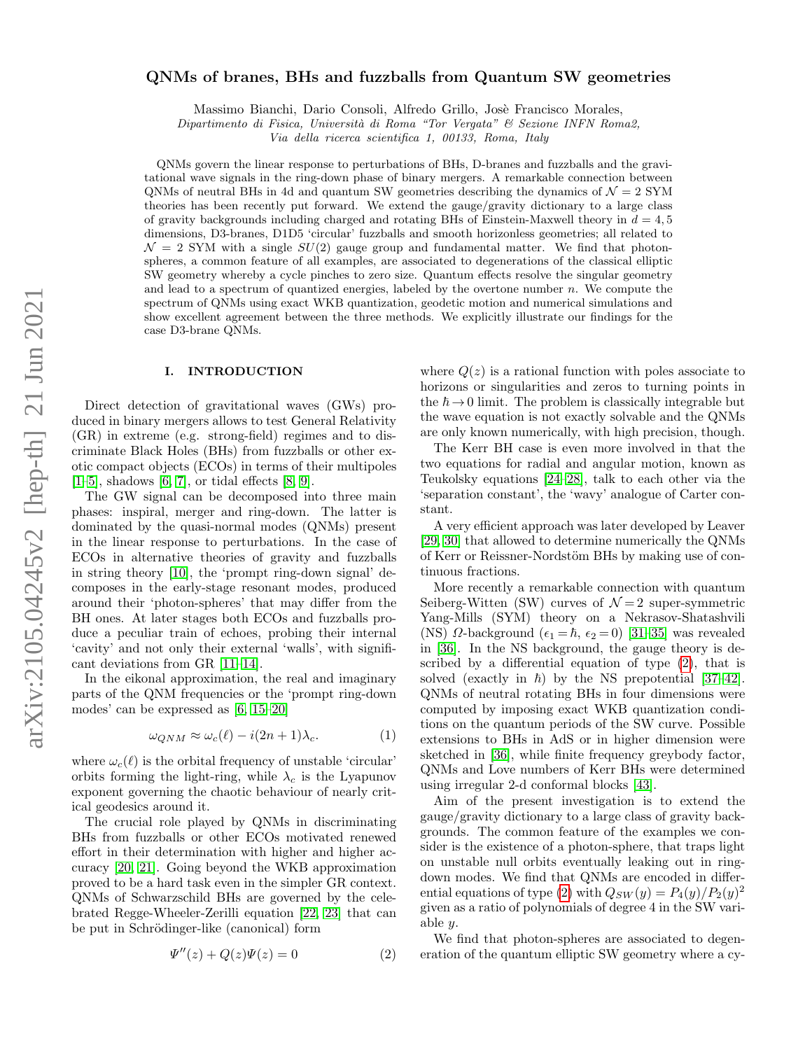# QNMs of branes, BHs and fuzzballs from Quantum SW geometries

Massimo Bianchi, Dario Consoli, Alfredo Grillo, Josè Francisco Morales,

*Dipartimento di Fisica, Università di Roma "Tor Vergata" & Sezione INFN Roma2, Via della ricerca scientifica 1, 00133, Roma, Italy*

QNMs govern the linear response to perturbations of BHs, D-branes and fuzzballs and the gravitational wave signals in the ring-down phase of binary mergers. A remarkable connection between QNMs of neutral BHs in 4d and quantum SW geometries describing the dynamics of $\mathcal{N}=2$ SYM theories has been recently put forward. We extend the gauge/gravity dictionary to a large class of gravity backgrounds including charged and rotating BHs of Einstein-Maxwell theory in $d=4,5$ dimensions, D3-branes, D1D5 'circular' fuzzballs and smooth horizonless geometries; all related to $\mathcal{N}=2$ SYM with a single $SU(2)$ gauge group and fundamental matter. We find that photon-spheres, a common feature of all examples, are associated to degenerations of the classical elliptic SW geometry whereby a cycle pinches to zero size. Quantum effects resolve the singular geometry and lead to a spectrum of quantized energies, labeled by the overtone number $n$. We compute the spectrum of QNMs using exact WKB quantization, geodetic motion and numerical simulations and show excellent agreement between the three methods. We explicitly illustrate our findings for the case D3-brane QNMs.

## I. INTRODUCTION

Direct detection of gravitational waves (GWs) produced in binary mergers allows to test General Relativity (GR) in extreme (e.g. strong-field) regimes and to discriminate Black Holes (BHs) from fuzzballs or other exotic compact objects (ECOs) in terms of their multipoles [1–5], shadows [6, 7], or tidal effects [8, 9].

The GW signal can be decomposed into three main phases: inspiral, merger and ring-down. The latter is dominated by the quasi-normal modes (QNMs) present in the linear response to perturbations. In the case of ECOs in alternative theories of gravity and fuzzballs in string theory [10], the 'prompt ring-down signal' decomposes in the early-stage resonant modes, produced around their 'photon-spheres' that may differ from the BH ones. At later stages both ECOs and fuzzballs produce a peculiar train of echoes, probing their internal 'cavity' and not only their external 'walls', with significant deviations from GR [11–14].

In the eikonal approximation, the real and imaginary parts of the QNM frequencies or the 'prompt ring-down modes' can be expressed as [6, 15–20]

$$\omega_{QNM} \approx \omega_c(\ell) - i(2n+1)\lambda_c. \tag{1}$$

where $\omega_c(\ell)$ is the orbital frequency of unstable 'circular' orbits forming the light-ring, while $\lambda_c$ is the Lyapunov exponent governing the chaotic behaviour of nearly critical geodesics around it.

The crucial role played by QNMs in discriminating BHs from fuzzballs or other ECOs motivated renewed effort in their determination with higher and higher accuracy [20, 21]. Going beyond the WKB approximation proved to be a hard task even in the simpler GR context. QNMs of Schwarzschild BHs are governed by the celebrated Regge-Wheeler-Zerilli equation [22, 23] that can be put in Schrödinger-like (canonical) form

$$\Psi''(z) + Q(z)\Psi(z) = 0 \tag{2}$$

where $Q(z)$ is a rational function with poles associate to horizons or singularities and zeros to turning points in the $\hbar \to 0$ limit. The problem is classically integrable but the wave equation is not exactly solvable and the QNMs are only known numerically, with high precision, though.

The Kerr BH case is even more involved in that the two equations for radial and angular motion, known as Teukolsky equations [24–28], talk to each other via the 'separation constant', the 'wavy' analogue of Carter constant.

A very efficient approach was later developed by Leaver [29, 30] that allowed to determine numerically the QNMs of Kerr or Reissner-Nordstöm BHs by making use of continuous fractions.

More recently a remarkable connection with quantum Seiberg-Witten (SW) curves of $\mathcal{N}=2$ super-symmetric Yang-Mills (SYM) theory on a Nekrasov-Shatashvili (NS) $\Omega$-background ($\epsilon_1 = \hbar$, $\epsilon_2 = 0$) [31–35] was revealed in [36]. In the NS background, the gauge theory is described by a differential equation of type (2), that is solved (exactly in $\hbar$) by the NS prepotential [37–42]. QNMs of neutral rotating BHs in four dimensions were computed by imposing exact WKB quantization conditions on the quantum periods of the SW curve. Possible extensions to BHs in AdS or in higher dimension were sketched in [36], while finite frequency greybody factor, QNMs and Love numbers of Kerr BHs were determined using irregular 2-d conformal blocks [43].

Aim of the present investigation is to extend the gauge/gravity dictionary to a large class of gravity backgrounds. The common feature of the examples we consider is the existence of a photon-sphere, that traps light on unstable null orbits eventually leaking out in ring-down modes. We find that QNMs are encoded in differential equations of type (2) with $Q_{SW}(y) = P_4(y)/P_2(y)^2$ given as a ratio of polynomials of degree 4 in the SW variable $y$.

We find that photon-spheres are associated to degeneration of the quantum elliptic SW geometry where a cy-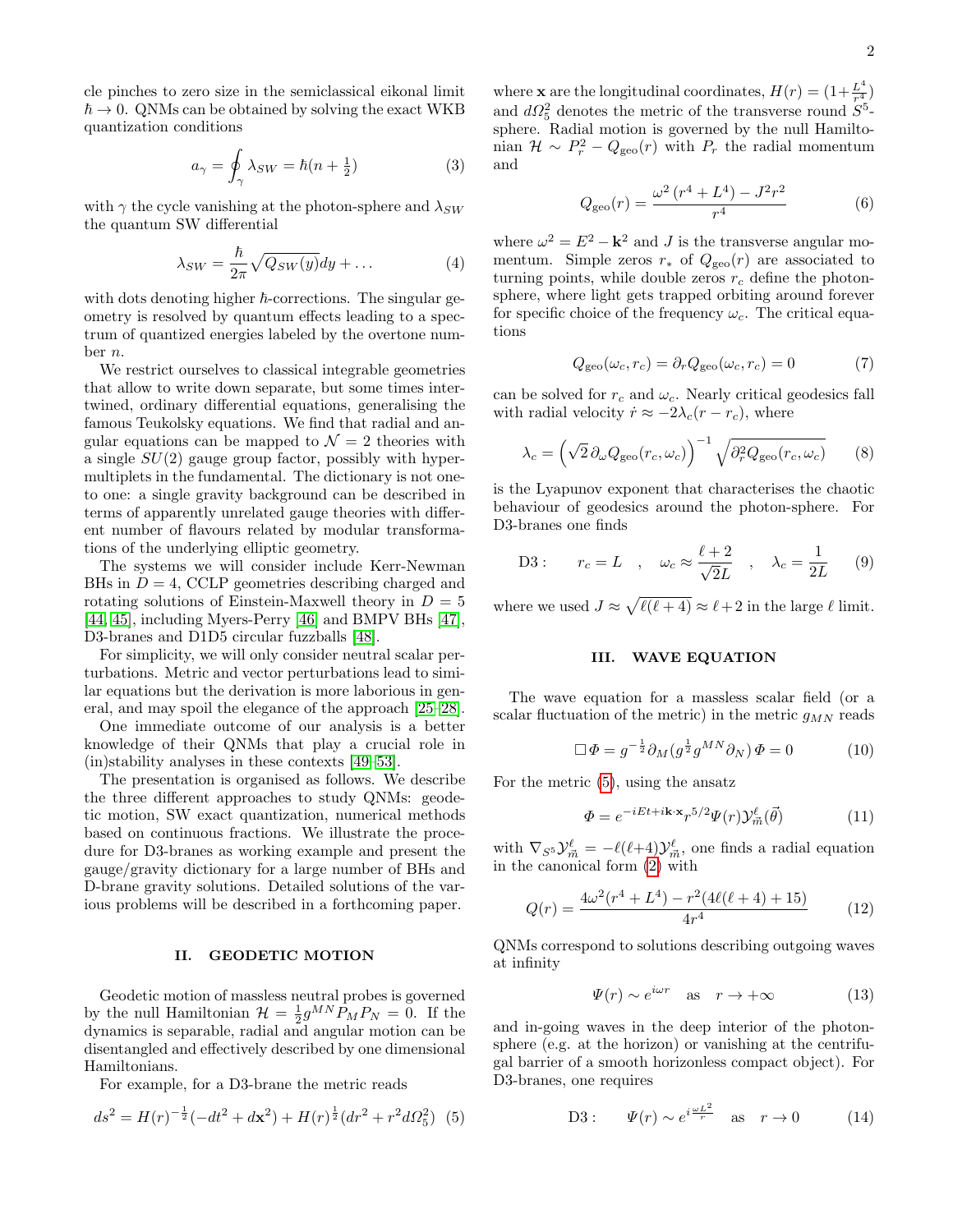cle pinches to zero size in the semiclassical eikonal limit $\hbar \to 0$. QNMs can be obtained by solving the exact WKB quantization conditions

$$a_\gamma = \oint_\gamma \lambda_{SW} = \hbar(n + \tfrac{1}{2}) \tag{3}$$

with $\gamma$ the cycle vanishing at the photon-sphere and $\lambda_{SW}$ the quantum SW differential

$$\lambda_{SW} = \frac{\hbar}{2\pi}\sqrt{Q_{SW}(y)}dy + \ldots \tag{4}$$

with dots denoting higher $\hbar$-corrections. The singular geometry is resolved by quantum effects leading to a spectrum of quantized energies labeled by the overtone number $n$.

We restrict ourselves to classical integrable geometries that allow to write down separate, but some times intertwined, ordinary differential equations, generalising the famous Teukolsky equations. We find that radial and angular equations can be mapped to $\mathcal{N}=2$ theories with a single $SU(2)$ gauge group factor, possibly with hypermultiplets in the fundamental. The dictionary is not one-to one: a single gravity background can be described in terms of apparently unrelated gauge theories with different number of flavours related by modular transformations of the underlying elliptic geometry.

The systems we will consider include Kerr-Newman BHs in $D=4$, CCLP geometries describing charged and rotating solutions of Einstein-Maxwell theory in $D=5$ [44, 45], including Myers-Perry [46] and BMPV BHs [47], D3-branes and D1D5 circular fuzzballs [48].

For simplicity, we will only consider neutral scalar perturbations. Metric and vector perturbations lead to similar equations but the derivation is more laborious in general, and may spoil the elegance of the approach [25–28].

One immediate outcome of our analysis is a better knowledge of their QNMs that play a crucial role in (in)stability analyses in these contexts [49–53].

The presentation is organised as follows. We describe the three different approaches to study QNMs: geodetic motion, SW exact quantization, numerical methods based on continuous fractions. We illustrate the procedure for D3-branes as working example and present the gauge/gravity dictionary for a large number of BHs and D-brane gravity solutions. Detailed solutions of the various problems will be described in a forthcoming paper.

## II. GEODETIC MOTION

Geodetic motion of massless neutral probes is governed by the null Hamiltonian $\mathcal{H} = \frac{1}{2}g^{MN}P_M P_N = 0$. If the dynamics is separable, radial and angular motion can be disentangled and effectively described by one dimensional Hamiltonians.

For example, for a D3-brane the metric reads

$$ds^2 = H(r)^{-\frac{1}{2}}(-dt^2 + d\mathbf{x}^2) + H(r)^{\frac{1}{2}}(dr^2 + r^2 d\Omega_5^2) \tag{5}$$

where $\mathbf{x}$ are the longitudinal coordinates, $H(r) = (1+\frac{L^4}{r^4})$ and $d\Omega_5^2$ denotes the metric of the transverse round $S^5$-sphere. Radial motion is governed by the null Hamiltonian $\mathcal{H} \sim P_r^2 - Q_{\rm geo}(r)$ with $P_r$ the radial momentum and

$$Q_{\rm geo}(r) = \frac{\omega^2\,(r^4 + L^4) - J^2 r^2}{r^4} \tag{6}$$

where $\omega^2 = E^2 - \mathbf{k}^2$ and $J$ is the transverse angular momentum. Simple zeros $r_*$ of $Q_{\rm geo}(r)$ are associated to turning points, while double zeros $r_c$ define the photon-sphere, where light gets trapped orbiting around forever for specific choice of the frequency $\omega_c$. The critical equations

$$Q_{\rm geo}(\omega_c, r_c) = \partial_r Q_{\rm geo}(\omega_c, r_c) = 0 \tag{7}$$

can be solved for $r_c$ and $\omega_c$. Nearly critical geodesics fall with radial velocity $\dot{r} \approx -2\lambda_c(r - r_c)$, where

$$\lambda_c = \left(\sqrt{2}\,\partial_\omega Q_{\rm geo}(r_c,\omega_c)\right)^{-1}\sqrt{\partial_r^2 Q_{\rm geo}(r_c,\omega_c)} \tag{8}$$

is the Lyapunov exponent that characterises the chaotic behaviour of geodesics around the photon-sphere. For D3-branes one finds

$$\text{D3}: \qquad r_c = L \quad , \quad \omega_c \approx \frac{\ell+2}{\sqrt{2}L} \quad , \quad \lambda_c = \frac{1}{2L} \tag{9}$$

where we used $J \approx \sqrt{\ell(\ell+4)} \approx \ell+2$ in the large $\ell$ limit.

## III. WAVE EQUATION

The wave equation for a massless scalar field (or a scalar fluctuation of the metric) in the metric $g_{MN}$ reads

$$\Box\Phi = g^{-\frac{1}{2}}\partial_M(g^{\frac{1}{2}}g^{MN}\partial_N)\,\Phi = 0 \tag{10}$$

For the metric (5), using the ansatz

$$\Phi = e^{-iEt + i\mathbf{k}\cdot\mathbf{x}} r^{5/2}\Psi(r)\mathcal{Y}^{\ell}_{\vec{m}}(\vec{\theta}) \tag{11}$$

with $\nabla_{S^5}\mathcal{Y}^\ell_{\vec{m}} = -\ell(\ell+4)\mathcal{Y}^\ell_{\vec{m}}$, one finds a radial equation in the canonical form (2) with

$$Q(r) = \frac{4\omega^2(r^4+L^4) - r^2(4\ell(\ell+4)+15)}{4r^4} \tag{12}$$

QNMs correspond to solutions describing outgoing waves at infinity

$$\Psi(r) \sim e^{i\omega r} \quad \text{as} \quad r \to +\infty \tag{13}$$

and in-going waves in the deep interior of the photon-sphere (e.g. at the horizon) or vanishing at the centrifugal barrier of a smooth horizonless compact object). For D3-branes, one requires

$$\text{D3}: \qquad \Psi(r) \sim e^{i\frac{\omega L^2}{r}} \quad \text{as} \quad r \to 0 \tag{14}$$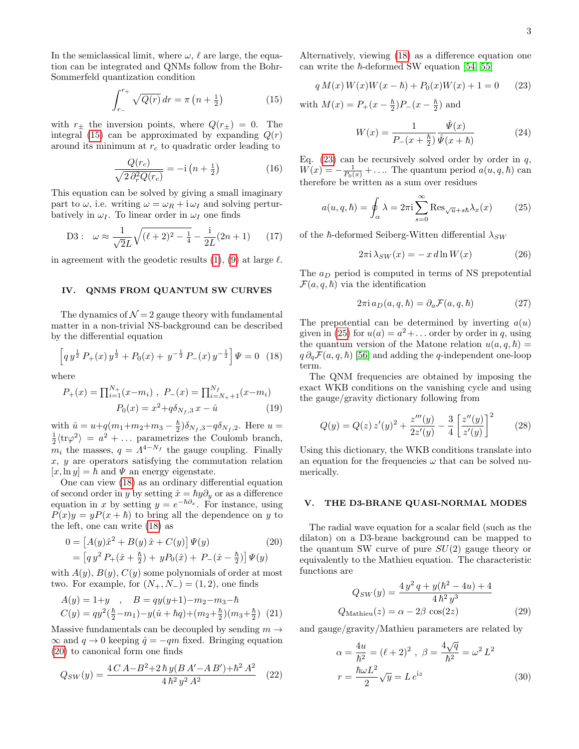In the semiclassical limit, where $\omega$, $\ell$ are large, the equation can be integrated and QNMs follow from the Bohr-Sommerfeld quantization condition

$$\int_{r_-}^{r_+} \sqrt{Q(r)}\, dr = \pi \left(n + \tfrac{1}{2}\right) \tag{15}$$

with $r_\pm$ the inversion points, where $Q(r_\pm) = 0$. The integral (15) can be approximated by expanding $Q(r)$ around its minimum at $r_c$ to quadratic order leading to

$$\frac{Q(r_c)}{\sqrt{2\,\partial_r^2 Q(r_c)}} = -\mathrm{i}\left(n + \tfrac{1}{2}\right) \tag{16}$$

This equation can be solved by giving a small imaginary part to $\omega$, i.e. writing $\omega = \omega_R + \mathrm{i}\,\omega_I$ and solving perturbatively in $\omega_I$. To linear order in $\omega_I$ one finds

$$\text{D3}: \quad \omega \approx \frac{1}{\sqrt{2}L}\sqrt{(\ell+2)^2 - \tfrac{1}{4}} - \frac{\mathrm{i}}{2L}(2n+1) \tag{17}$$

in agreement with the geodetic results (1), (9) at large $\ell$.

## IV. QNMS FROM QUANTUM SW CURVES

The dynamics of $\mathcal{N}=2$ gauge theory with fundamental matter in a non-trivial NS-background can be described by the differential equation

$$\left[q\, y^{\frac{1}{2}}\, P_+(x)\, y^{\frac{1}{2}} + P_0(x) + \, y^{-\frac{1}{2}}\, P_-(x)\, y^{-\frac{1}{2}}\right] \Psi = 0 \tag{18}$$

where

$$P_+(x) = \textstyle\prod_{i=1}^{N_+}(x - m_i)\ ,\ P_-(x) = \prod_{i=N_+ + 1}^{N_f}(x - m_i)$$
$$P_0(x) = x^2 + q\delta_{N_f,3}\, x - \hat{u} \tag{19}$$

with $\hat{u} = u + q(m_1 + m_2 + m_3 - \frac{\hbar}{2})\delta_{N_f,3} - q\delta_{N_f,2}$. Here $u = \frac{1}{2}\langle \mathrm{tr}\varphi^2 \rangle = a^2 + \ldots$ parametrizes the Coulomb branch, $m_i$ the masses, $q = \Lambda^{4-N_f}$ the gauge coupling. Finally $x$, $y$ are operators satisfying the commutation relation $[x, \ln y] = \hbar$ and $\Psi$ an energy eigenstate.

One can view (18) as an ordinary differential equation of second order in $y$ by setting $\hat{x} = \hbar y \partial_y$ or as a difference equation in $x$ by setting $y = e^{-\hbar \partial_x}$. For instance, using $P(x)y = yP(x+\hbar)$ to bring all the dependence on $y$ to the left, one can write (18) as

$$\begin{aligned} 0 &= \left[A(y)\hat{x}^2 + B(y)\,\hat{x} + C(y)\right]\Psi(y) \\ &= \left[q\, y^2\, P_+(\hat{x} + \tfrac{\hbar}{2}) + yP_0(\hat{x}) + P_-(\hat{x} - \tfrac{\hbar}{2})\right]\Psi(y) \end{aligned} \tag{20}$$

with $A(y)$, $B(y)$, $C(y)$ some polynomials of order at most two. For example, for $(N_+, N_-) = (1,2)$, one finds

$$\begin{aligned} A(y) &= 1 + y \quad , \quad B = qy(y+1) - m_2 - m_3 - \hbar \\ C(y) &= qy^2(\tfrac{\hbar}{2} - m_1) - y(\hat{u} + \hbar q) + (m_2 + \tfrac{\hbar}{2})(m_3 + \tfrac{\hbar}{2}) \end{aligned} \tag{21}$$

Massive fundamentals can be decoupled by sending $m \to \infty$ and $q \to 0$ keeping $\hat{q} = -qm$ fixed. Bringing equation (20) to canonical form one finds

$$Q_{SW}(y) = \frac{4\,C\,A - B^2 + 2\,\hbar\, y(B\,A' - A\,B') + \hbar^2 A^2}{4\,\hbar^2\, y^2\, A^2} \tag{22}$$

Alternatively, viewing (18) as a difference equation one can write the $\hbar$-deformed SW equation [54, 55]

$$q\, M(x)\, W(x) W(x - \hbar) + P_0(x) W(x) + 1 = 0 \tag{23}$$

with $M(x) = P_+(x - \frac{\hbar}{2}) P_-(x - \frac{\hbar}{2})$ and

$$W(x) = \frac{1}{P_-(x + \frac{\hbar}{2})} \frac{\hat{\Psi}(x)}{\hat{\Psi}(x + \hbar)} \tag{24}$$

Eq. (23) can be recursively solved order by order in $q$, $W(x) = -\frac{1}{P_0(x)} + \ldots$. The quantum period $a(u, q, \hbar)$ can therefore be written as a sum over residues

$$a(u, q, \hbar) = \oint_\alpha \lambda = 2\pi\mathrm{i} \sum_{s=0}^{\infty} \mathrm{Res}_{\sqrt{u} + s\hbar} \lambda_x(x) \tag{25}$$

of the $\hbar$-deformed Seiberg-Witten differential $\lambda_{SW}$

$$2\pi\mathrm{i}\,\lambda_{SW}(x) = -\,x\, d \ln W(x) \tag{26}$$

The $a_D$ period is computed in terms of NS prepotential $\mathcal{F}(a, q, \hbar)$ via the identification

$$2\pi\mathrm{i}\, a_D(a, q, \hbar) = \partial_a \mathcal{F}(a, q, \hbar) \tag{27}$$

The prepotential can be determined by inverting $a(u)$ given in (25) for $u(a) = a^2 + \ldots$ order by order in $q$, using the quantum version of the Matone relation $u(a, q, \hbar) = q\, \partial_q \mathcal{F}(a, q, \hbar)$ [56] and adding the $q$-independent one-loop term.

The QNM frequencies are obtained by imposing the exact WKB conditions on the vanishing cycle and using the gauge/gravity dictionary following from

$$Q(y) = Q(z)\, z'(y)^2 + \frac{z'''(y)}{2z'(y)} - \frac{3}{4}\left[\frac{z''(y)}{z'(y)}\right]^2 \tag{28}$$

Using this dictionary, the WKB conditions translate into an equation for the frequencies $\omega$ that can be solved numerically.

## V. THE D3-BRANE QUASI-NORMAL MODES

The radial wave equation for a scalar field (such as the dilaton) on a D3-brane background can be mapped to the quantum SW curve of pure $SU(2)$ gauge theory or equivalently to the Mathieu equation. The characteristic functions are

$$\begin{aligned} Q_{SW}(y) &= \frac{4\, y^2\, q + y(\hbar^2 - 4u) + 4}{4\,\hbar^2\, y^3} \\ Q_{\text{Mathieu}}(z) &= \alpha - 2\beta\, \cos(2z) \end{aligned} \tag{29}$$

and gauge/gravity/Mathieu parameters are related by

$$\begin{aligned} \alpha &= \frac{4u}{\hbar^2} = (\ell+2)^2\ ,\ \beta = \frac{4\sqrt{q}}{\hbar^2} = \omega^2 L^2 \\ r &= \frac{\hbar \omega L^2}{2}\sqrt{y} = L\, e^{\mathrm{i}z} \end{aligned} \tag{30}$$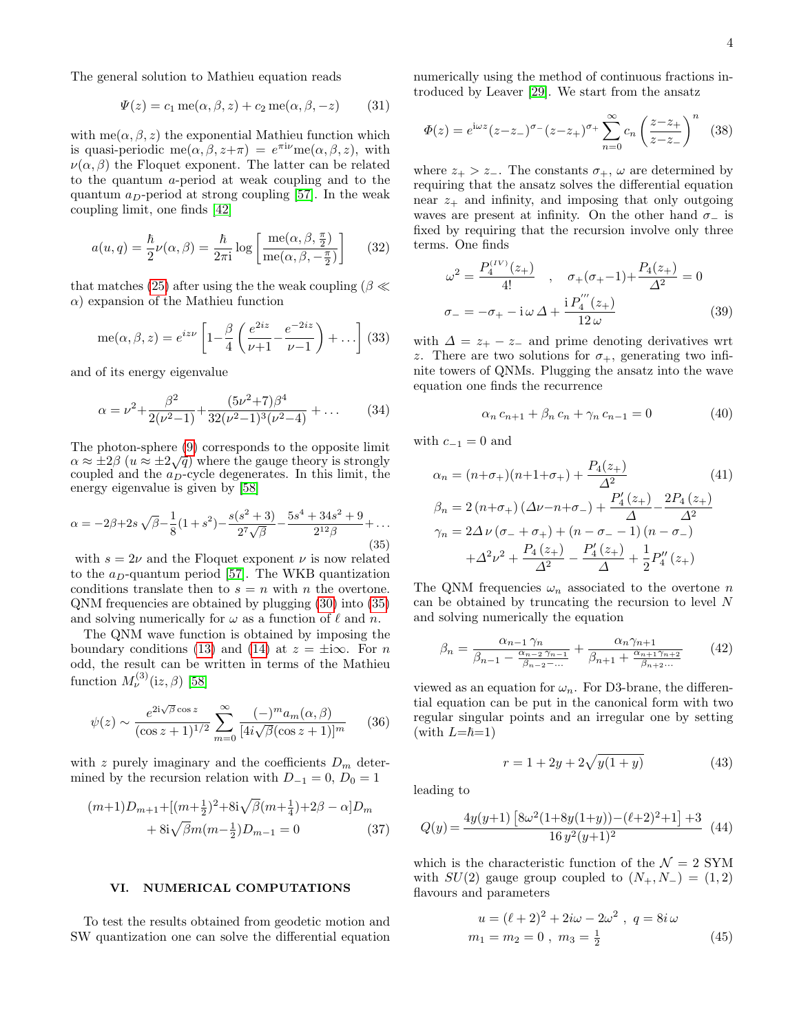The general solution to Mathieu equation reads

$$\Psi(z) = c_1\, \mathrm{me}(\alpha, \beta, z) + c_2\, \mathrm{me}(\alpha, \beta, -z) \qquad (31)$$

with $\mathrm{me}(\alpha, \beta, z)$ the exponential Mathieu function which is quasi-periodic $\mathrm{me}(\alpha, \beta, z+\pi) = e^{\pi \mathrm{i} \nu} \mathrm{me}(\alpha, \beta, z)$, with $\nu(\alpha, \beta)$ the Floquet exponent. The latter can be related to the quantum $a$-period at weak coupling and to the quantum $a_D$-period at strong coupling [57]. In the weak coupling limit, one finds [42]

$$a(u, q) = \frac{\hbar}{2} \nu(\alpha, \beta) = \frac{\hbar}{2\pi \mathrm{i}} \log\left[\frac{\mathrm{me}(\alpha, \beta, \frac{\pi}{2})}{\mathrm{me}(\alpha, \beta, -\frac{\pi}{2})}\right] \qquad (32)$$

that matches (25) after using the the weak coupling ($\beta \ll \alpha$) expansion of the Mathieu function

$$\mathrm{me}(\alpha, \beta, z) = e^{iz\nu}\left[1 - \frac{\beta}{4}\left(\frac{e^{2iz}}{\nu+1} - \frac{e^{-2iz}}{\nu-1}\right) + \ldots\right] \qquad (33)$$

and of its energy eigenvalue

$$\alpha = \nu^2 + \frac{\beta^2}{2(\nu^2-1)} + \frac{(5\nu^2+7)\beta^4}{32(\nu^2-1)^3(\nu^2-4)} + \ldots \qquad (34)$$

The photon-sphere (9) corresponds to the opposite limit $\alpha \approx \pm 2\beta$ ($u \approx \pm 2\sqrt{q}$) where the gauge theory is strongly coupled and the $a_D$-cycle degenerates. In this limit, the energy eigenvalue is given by [58]

$$\alpha = -2\beta + 2s\sqrt{\beta} - \frac{1}{8}(1+s^2) - \frac{s(s^2+3)}{2^7\sqrt{\beta}} - \frac{5s^4+34s^2+9}{2^{12}\beta} + \ldots \qquad (35)$$

with $s = 2\nu$ and the Floquet exponent $\nu$ is now related to the $a_D$-quantum period [57]. The WKB quantization conditions translate then to $s = n$ with $n$ the overtone. QNM frequencies are obtained by plugging (30) into (35) and solving numerically for $\omega$ as a function of $\ell$ and $n$.

The QNM wave function is obtained by imposing the boundary conditions (13) and (14) at $z = \pm \mathrm{i}\infty$. For $n$ odd, the result can be written in terms of the Mathieu function $M_\nu^{(3)}(\mathrm{i}z, \beta)$ [58]

$$\psi(z) \sim \frac{e^{2\mathrm{i}\sqrt{\beta}\cos z}}{(\cos z+1)^{1/2}} \sum_{m=0}^{\infty} \frac{(-)^m a_m(\alpha, \beta)}{[4i\sqrt{\beta}(\cos z+1)]^m} \qquad (36)$$

with $z$ purely imaginary and the coefficients $D_m$ determined by the recursion relation with $D_{-1} = 0$, $D_0 = 1$

$$(m+1)D_{m+1} + [(m+\tfrac{1}{2})^2 + 8\mathrm{i}\sqrt{\beta}(m+\tfrac{1}{4}) + 2\beta - \alpha]D_m + 8\mathrm{i}\sqrt{\beta}\, m(m-\tfrac{1}{2})D_{m-1} = 0 \qquad (37)$$

## VI. NUMERICAL COMPUTATIONS

To test the results obtained from geodetic motion and SW quantization one can solve the differential equation numerically using the method of continuous fractions introduced by Leaver [29]. We start from the ansatz

$$\Phi(z) = e^{\mathrm{i}\omega z}(z-z_-)^{\sigma_-}(z-z_+)^{\sigma_+} \sum_{n=0}^{\infty} c_n \left(\frac{z-z_+}{z-z_-}\right)^n \qquad (38)$$

where $z_+ > z_-$. The constants $\sigma_+$, $\omega$ are determined by requiring that the ansatz solves the differential equation near $z_+$ and infinity, and imposing that only outgoing waves are present at infinity. On the other hand $\sigma_-$ is fixed by requiring that the recursion involve only three terms. One finds

$$\omega^2 = \frac{P_4^{(IV)}(z_+)}{4!} \quad , \quad \sigma_+(\sigma_+-1) + \frac{P_4(z_+)}{\Delta^2} = 0$$
$$\sigma_- = -\sigma_+ - \mathrm{i}\,\omega\,\Delta + \frac{\mathrm{i}\,P_4^{'''}(z_+)}{12\,\omega} \qquad (39)$$

with $\Delta = z_+ - z_-$ and prime denoting derivatives wrt $z$. There are two solutions for $\sigma_+$, generating two infinite towers of QNMs. Plugging the ansatz into the wave equation one finds the recurrence

$$\alpha_n\, c_{n+1} + \beta_n\, c_n + \gamma_n\, c_{n-1} = 0 \qquad (40)$$

with $c_{-1} = 0$ and

$$\alpha_n = (n+\sigma_+)(n+1+\sigma_+) + \frac{P_4(z_+)}{\Delta^2} \qquad (41)$$
$$\beta_n = 2\,(n+\sigma_+)\,(\Delta\nu - n + \sigma_-) + \frac{P_4'(z_+)}{\Delta} - \frac{2P_4(z_+)}{\Delta^2}$$
$$\gamma_n = 2\Delta\,\nu\,(\sigma_- + \sigma_+) + (n - \sigma_- - 1)\,(n - \sigma_-) + \Delta^2\nu^2 + \frac{P_4(z_+)}{\Delta^2} - \frac{P_4'(z_+)}{\Delta} + \frac{1}{2}P_4''(z_+)$$

The QNM frequencies $\omega_n$ associated to the overtone $n$ can be obtained by truncating the recursion to level $N$ and solving numerically the equation

$$\beta_n = \frac{\alpha_{n-1}\,\gamma_n}{\beta_{n-1} - \frac{\alpha_{n-2}\,\gamma_{n-1}}{\beta_{n-2} - \cdots}} + \frac{\alpha_n \gamma_{n+1}}{\beta_{n+1} + \frac{\alpha_{n+1}\gamma_{n+2}}{\beta_{n+2}\cdots}} \qquad (42)$$

viewed as an equation for $\omega_n$. For D3-brane, the differential equation can be put in the canonical form with two regular singular points and an irregular one by setting (with $L$=$\hbar$=1)

$$r = 1 + 2y + 2\sqrt{y(1+y)} \qquad (43)$$

leading to

$$Q(y) = \frac{4y(y+1)\left[8\omega^2(1+8y(1+y)) - (\ell+2)^2 + 1\right] + 3}{16\,y^2(y+1)^2} \qquad (44)$$

which is the characteristic function of the $\mathcal{N} = 2$ SYM with $SU(2)$ gauge group coupled to $(N_+, N_-) = (1, 2)$ flavours and parameters

$$u = (\ell+2)^2 + 2i\omega - 2\omega^2 \ , \ q = 8i\,\omega$$
$$m_1 = m_2 = 0 \ , \ m_3 = \tfrac{1}{2} \qquad (45)$$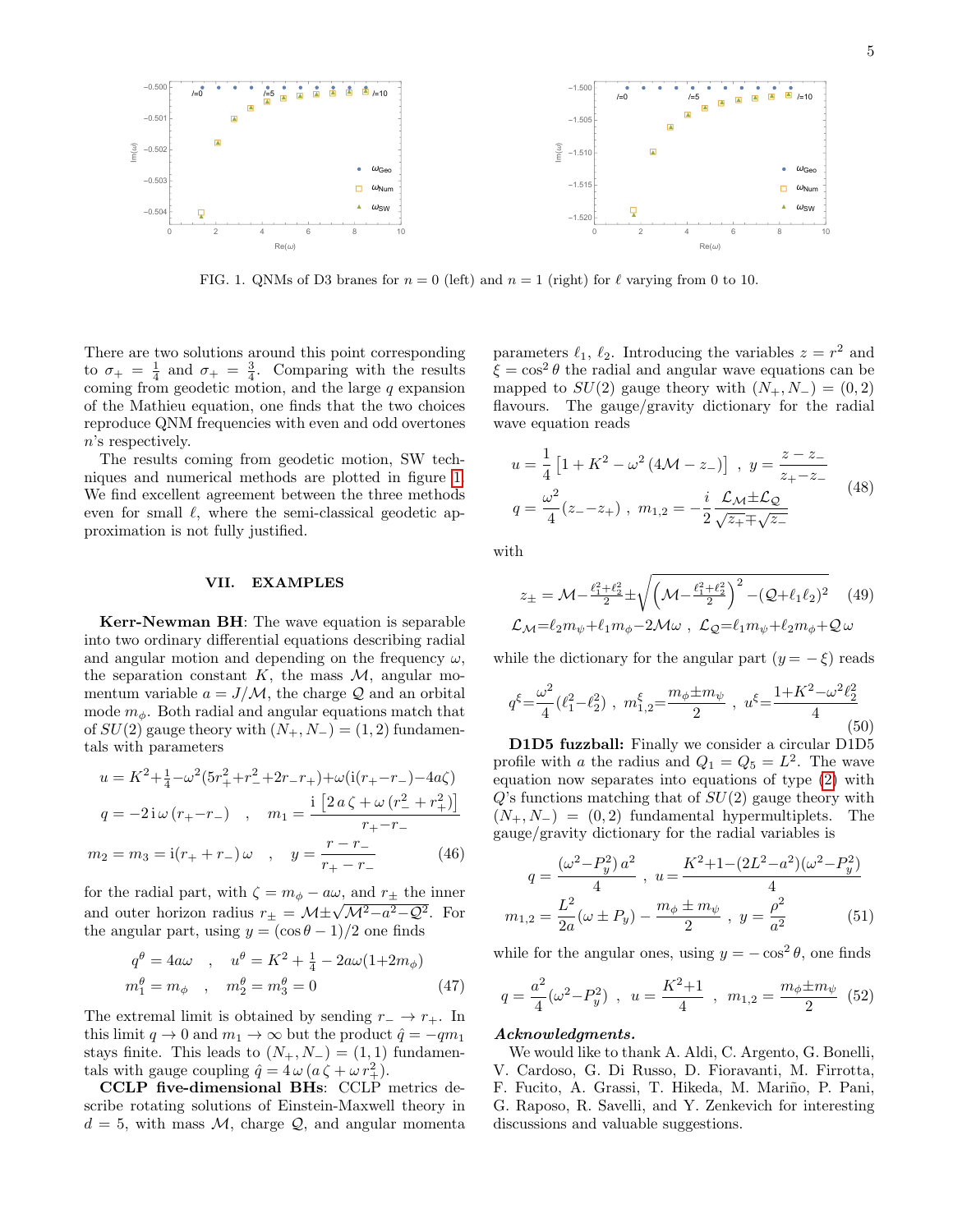FIG. 1. QNMs of D3 branes for $n = 0$ (left) and $n = 1$ (right) for $\ell$ varying from 0 to 10.

There are two solutions around this point corresponding to $\sigma_+ = \frac{1}{4}$ and $\sigma_+ = \frac{3}{4}$. Comparing with the results coming from geodetic motion, and the large $q$ expansion of the Mathieu equation, one finds that the two choices reproduce QNM frequencies with even and odd overtones $n$'s respectively.

The results coming from geodetic motion, SW techniques and numerical methods are plotted in figure 1. We find excellent agreement between the three methods even for small $\ell$, where the semi-classical geodetic approximation is not fully justified.

## VII. EXAMPLES

**Kerr-Newman BH**: The wave equation is separable into two ordinary differential equations describing radial and angular motion and depending on the frequency $\omega$, the separation constant $K$, the mass $\mathcal{M}$, angular momentum variable $a = J/\mathcal{M}$, the charge $\mathcal{Q}$ and an orbital mode $m_\phi$. Both radial and angular equations match that of $SU(2)$ gauge theory with $(N_+, N_-) = (1, 2)$ fundamentals with parameters

$$
\begin{aligned}
u &= K^2+\tfrac{1}{4}-\omega^2(5r_+^2+r_-^2+2r_-r_+)+\omega(\mathrm{i}(r_+-r_-)-4a\zeta) \\
q &= -2\,\mathrm{i}\,\omega\,(r_+-r_-) \quad , \quad m_1 = \frac{\mathrm{i}\left[2\,a\,\zeta+\omega\,(r_-^2+r_+^2)\right]}{r_+-r_-} \\
m_2 &= m_3 = \mathrm{i}(r_++r_-)\,\omega \quad , \quad y = \frac{r-r_-}{r_+-r_-}
\end{aligned}
\tag{46}
$$

for the radial part, with $\zeta = m_\phi - a\omega$, and $r_\pm$ the inner and outer horizon radius $r_\pm = \mathcal{M}\pm\sqrt{\mathcal{M}^2-a^2-\mathcal{Q}^2}$. For the angular part, using $y = (\cos\theta - 1)/2$ one finds

$$
\begin{aligned}
q^\theta &= 4a\omega \quad , \quad u^\theta = K^2 + \tfrac{1}{4} - 2a\omega(1+2m_\phi) \\
m_1^\theta &= m_\phi \quad , \quad m_2^\theta = m_3^\theta = 0
\end{aligned}
\tag{47}
$$

The extremal limit is obtained by sending $r_- \to r_+$. In this limit $q \to 0$ and $m_1 \to \infty$ but the product $\hat{q} = -q m_1$ stays finite. This leads to $(N_+, N_-) = (1, 1)$ fundamentals with gauge coupling $\hat{q} = 4\,\omega\,(a\,\zeta + \omega\,r_+^2)$.

**CCLP five-dimensional BHs**: CCLP metrics describe rotating solutions of Einstein-Maxwell theory in $d = 5$, with mass $\mathcal{M}$, charge $\mathcal{Q}$, and angular momenta parameters $\ell_1$, $\ell_2$. Introducing the variables $z = r^2$ and $\xi = \cos^2\theta$ the radial and angular wave equations can be mapped to $SU(2)$ gauge theory with $(N_+, N_-) = (0, 2)$ flavours. The gauge/gravity dictionary for the radial wave equation reads

$$
\begin{aligned}
u &= \frac{1}{4}\left[1 + K^2 - \omega^2\,(4\mathcal{M} - z_-)\right] \ , \ y = \frac{z-z_-}{z_+-z_-} \\
q &= \frac{\omega^2}{4}(z_--z_+) \ , \ m_{1,2} = -\frac{i}{2}\frac{\mathcal{L}_\mathcal{M}\pm\mathcal{L}_\mathcal{Q}}{\sqrt{z_+}\mp\sqrt{z_-}}
\end{aligned}
\tag{48}
$$

with

$$
\begin{aligned}
z_\pm &= \mathcal{M}-\tfrac{\ell_1^2+\ell_2^2}{2}\pm\sqrt{\left(\mathcal{M}-\tfrac{\ell_1^2+\ell_2^2}{2}\right)^2-(\mathcal{Q}+\ell_1\ell_2)^2} \\
\mathcal{L}_\mathcal{M} &= \ell_2 m_\psi+\ell_1 m_\phi-2\mathcal{M}\omega \ , \ \mathcal{L}_\mathcal{Q}=\ell_1 m_\psi+\ell_2 m_\phi+\mathcal{Q}\,\omega
\end{aligned}
\tag{49}
$$

while the dictionary for the angular part ($y = -\xi$) reads

$$
q^\xi=\frac{\omega^2}{4}(\ell_1^2-\ell_2^2) \ , \ m_{1,2}^\xi=\frac{m_\phi\pm m_\psi}{2} \ , \ u^\xi=\frac{1+K^2-\omega^2\ell_2^2}{4}
\tag{50}
$$

**D1D5 fuzzball:** Finally we consider a circular D1D5 profile with $a$ the radius and $Q_1 = Q_5 = L^2$. The wave equation now separates into equations of type (2) with $Q$'s functions matching that of $SU(2)$ gauge theory with $(N_+, N_-) = (0, 2)$ fundamental hypermultiplets. The gauge/gravity dictionary for the radial variables is

$$
\begin{aligned}
q &= \frac{(\omega^2-P_y^2)\,a^2}{4} \ , \ u = \frac{K^2+1-(2L^2-a^2)(\omega^2-P_y^2)}{4} \\
m_{1,2} &= \frac{L^2}{2a}(\omega \pm P_y) - \frac{m_\phi \pm m_\psi}{2} \ , \ y = \frac{\rho^2}{a^2}
\end{aligned}
\tag{51}
$$

while for the angular ones, using $y = -\cos^2\theta$, one finds

$$
q = \frac{a^2}{4}(\omega^2-P_y^2) \ , \ u = \frac{K^2+1}{4} \ , \ m_{1,2} = \frac{m_\phi\pm m_\psi}{2}
\tag{52}
$$

***Acknowledgments.***

We would like to thank A. Aldi, C. Argento, G. Bonelli, V. Cardoso, G. Di Russo, D. Fioravanti, M. Firrotta, F. Fucito, A. Grassi, T. Hikeda, M. Mariño, P. Pani, G. Raposo, R. Savelli, and Y. Zenkevich for interesting discussions and valuable suggestions.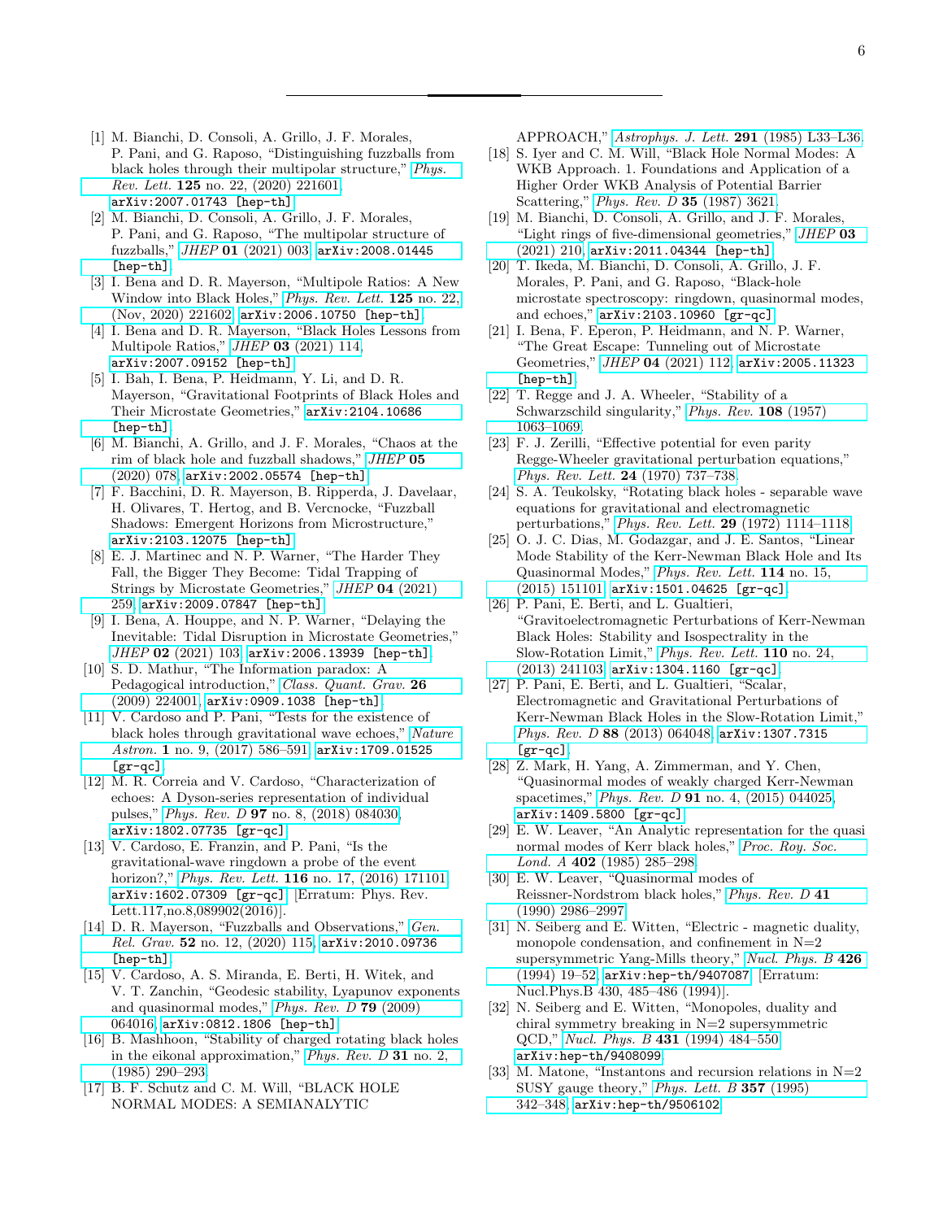---

[1] M. Bianchi, D. Consoli, A. Grillo, J. F. Morales, P. Pani, and G. Raposo, "Distinguishing fuzzballs from black holes through their multipolar structure," *Phys. Rev. Lett.* **125** no. 22, (2020) 221601, arXiv:2007.01743 [hep-th].

[2] M. Bianchi, D. Consoli, A. Grillo, J. F. Morales, P. Pani, and G. Raposo, "The multipolar structure of fuzzballs," *JHEP* **01** (2021) 003, arXiv:2008.01445 [hep-th].

[3] I. Bena and D. R. Mayerson, "Multipole Ratios: A New Window into Black Holes," *Phys. Rev. Lett.* **125** no. 22, (Nov, 2020) 221602, arXiv:2006.10750 [hep-th].

[4] I. Bena and D. R. Mayerson, "Black Holes Lessons from Multipole Ratios," *JHEP* **03** (2021) 114, arXiv:2007.09152 [hep-th].

[5] I. Bah, I. Bena, P. Heidmann, Y. Li, and D. R. Mayerson, "Gravitational Footprints of Black Holes and Their Microstate Geometries," arXiv:2104.10686 [hep-th].

[6] M. Bianchi, A. Grillo, and J. F. Morales, "Chaos at the rim of black hole and fuzzball shadows," *JHEP* **05** (2020) 078, arXiv:2002.05574 [hep-th].

[7] F. Bacchini, D. R. Mayerson, B. Ripperda, J. Davelaar, H. Olivares, T. Hertog, and B. Vercnocke, "Fuzzball Shadows: Emergent Horizons from Microstructure," arXiv:2103.12075 [hep-th].

[8] E. J. Martinec and N. P. Warner, "The Harder They Fall, the Bigger They Become: Tidal Trapping of Strings by Microstate Geometries," *JHEP* **04** (2021) 259, arXiv:2009.07847 [hep-th].

[9] I. Bena, A. Houppe, and N. P. Warner, "Delaying the Inevitable: Tidal Disruption in Microstate Geometries," *JHEP* **02** (2021) 103, arXiv:2006.13939 [hep-th].

[10] S. D. Mathur, "The Information paradox: A Pedagogical introduction," *Class. Quant. Grav.* **26** (2009) 224001, arXiv:0909.1038 [hep-th].

[11] V. Cardoso and P. Pani, "Tests for the existence of black holes through gravitational wave echoes," *Nature Astron.* **1** no. 9, (2017) 586–591, arXiv:1709.01525 [gr-qc].

[12] M. R. Correia and V. Cardoso, "Characterization of echoes: A Dyson-series representation of individual pulses," *Phys. Rev. D* **97** no. 8, (2018) 084030, arXiv:1802.07735 [gr-qc].

[13] V. Cardoso, E. Franzin, and P. Pani, "Is the gravitational-wave ringdown a probe of the event horizon?," *Phys. Rev. Lett.* **116** no. 17, (2016) 171101, arXiv:1602.07309 [gr-qc]. [Erratum: Phys. Rev. Lett.117,no.8,089902(2016)].

[14] D. R. Mayerson, "Fuzzballs and Observations," *Gen. Rel. Grav.* **52** no. 12, (2020) 115, arXiv:2010.09736 [hep-th].

[15] V. Cardoso, A. S. Miranda, E. Berti, H. Witek, and V. T. Zanchin, "Geodesic stability, Lyapunov exponents and quasinormal modes," *Phys. Rev. D* **79** (2009) 064016, arXiv:0812.1806 [hep-th].

[16] B. Mashhoon, "Stability of charged rotating black holes in the eikonal approximation," *Phys. Rev. D* **31** no. 2, (1985) 290–293.

[17] B. F. Schutz and C. M. Will, "BLACK HOLE NORMAL MODES: A SEMIANALYTIC APPROACH," *Astrophys. J. Lett.* **291** (1985) L33–L36.

[18] S. Iyer and C. M. Will, "Black Hole Normal Modes: A WKB Approach. 1. Foundations and Application of a Higher Order WKB Analysis of Potential Barrier Scattering," *Phys. Rev. D* **35** (1987) 3621.

[19] M. Bianchi, D. Consoli, A. Grillo, and J. F. Morales, "Light rings of five-dimensional geometries," *JHEP* **03** (2021) 210, arXiv:2011.04344 [hep-th].

[20] T. Ikeda, M. Bianchi, D. Consoli, A. Grillo, J. F. Morales, P. Pani, and G. Raposo, "Black-hole microstate spectroscopy: ringdown, quasinormal modes, and echoes," arXiv:2103.10960 [gr-qc].

[21] I. Bena, F. Eperon, P. Heidmann, and N. P. Warner, "The Great Escape: Tunneling out of Microstate Geometries," *JHEP* **04** (2021) 112, arXiv:2005.11323 [hep-th].

[22] T. Regge and J. A. Wheeler, "Stability of a Schwarzschild singularity," *Phys. Rev.* **108** (1957) 1063–1069.

[23] F. J. Zerilli, "Effective potential for even parity Regge-Wheeler gravitational perturbation equations," *Phys. Rev. Lett.* **24** (1970) 737–738.

[24] S. A. Teukolsky, "Rotating black holes - separable wave equations for gravitational and electromagnetic perturbations," *Phys. Rev. Lett.* **29** (1972) 1114–1118.

[25] O. J. C. Dias, M. Godazgar, and J. E. Santos, "Linear Mode Stability of the Kerr-Newman Black Hole and Its Quasinormal Modes," *Phys. Rev. Lett.* **114** no. 15, (2015) 151101, arXiv:1501.04625 [gr-qc].

[26] P. Pani, E. Berti, and L. Gualtieri, "Gravitoelectromagnetic Perturbations of Kerr-Newman Black Holes: Stability and Isospectrality in the Slow-Rotation Limit," *Phys. Rev. Lett.* **110** no. 24, (2013) 241103, arXiv:1304.1160 [gr-qc].

[27] P. Pani, E. Berti, and L. Gualtieri, "Scalar, Electromagnetic and Gravitational Perturbations of Kerr-Newman Black Holes in the Slow-Rotation Limit," *Phys. Rev. D* **88** (2013) 064048, arXiv:1307.7315 [gr-qc].

[28] Z. Mark, H. Yang, A. Zimmerman, and Y. Chen, "Quasinormal modes of weakly charged Kerr-Newman spacetimes," *Phys. Rev. D* **91** no. 4, (2015) 044025, arXiv:1409.5800 [gr-qc].

[29] E. W. Leaver, "An Analytic representation for the quasi normal modes of Kerr black holes," *Proc. Roy. Soc. Lond. A* **402** (1985) 285–298.

[30] E. W. Leaver, "Quasinormal modes of Reissner-Nordstrom black holes," *Phys. Rev. D* **41** (1990) 2986–2997.

[31] N. Seiberg and E. Witten, "Electric - magnetic duality, monopole condensation, and confinement in N=2 supersymmetric Yang-Mills theory," *Nucl. Phys. B* **426** (1994) 19–52, arXiv:hep-th/9407087. [Erratum: Nucl.Phys.B 430, 485–486 (1994)].

[32] N. Seiberg and E. Witten, "Monopoles, duality and chiral symmetry breaking in N=2 supersymmetric QCD," *Nucl. Phys. B* **431** (1994) 484–550, arXiv:hep-th/9408099.

[33] M. Matone, "Instantons and recursion relations in N=2 SUSY gauge theory," *Phys. Lett. B* **357** (1995) 342–348, arXiv:hep-th/9506102.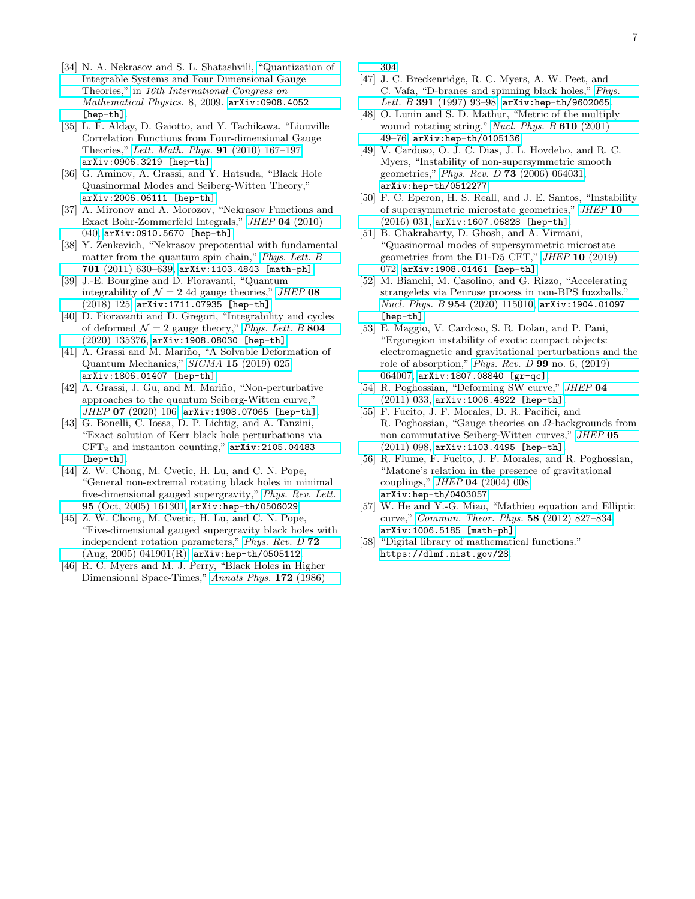[34] N. A. Nekrasov and S. L. Shatashvili, "Quantization of Integrable Systems and Four Dimensional Gauge Theories," in *16th International Congress on Mathematical Physics*. 8, 2009. arXiv:0908.4052 [hep-th].

[35] L. F. Alday, D. Gaiotto, and Y. Tachikawa, "Liouville Correlation Functions from Four-dimensional Gauge Theories," *Lett. Math. Phys.* **91** (2010) 167–197, arXiv:0906.3219 [hep-th].

[36] G. Aminov, A. Grassi, and Y. Hatsuda, "Black Hole Quasinormal Modes and Seiberg-Witten Theory," arXiv:2006.06111 [hep-th].

[37] A. Mironov and A. Morozov, "Nekrasov Functions and Exact Bohr-Zommerfeld Integrals," *JHEP* **04** (2010) 040, arXiv:0910.5670 [hep-th].

[38] Y. Zenkevich, "Nekrasov prepotential with fundamental matter from the quantum spin chain," *Phys. Lett. B* **701** (2011) 630–639, arXiv:1103.4843 [math-ph].

[39] J.-E. Bourgine and D. Fioravanti, "Quantum integrability of $\mathcal{N} = 2$ 4d gauge theories," *JHEP* **08** (2018) 125, arXiv:1711.07935 [hep-th].

[40] D. Fioravanti and D. Gregori, "Integrability and cycles of deformed $\mathcal{N} = 2$ gauge theory," *Phys. Lett. B* **804** (2020) 135376, arXiv:1908.08030 [hep-th].

[41] A. Grassi and M. Mariño, "A Solvable Deformation of Quantum Mechanics," *SIGMA* **15** (2019) 025, arXiv:1806.01407 [hep-th].

[42] A. Grassi, J. Gu, and M. Mariño, "Non-perturbative approaches to the quantum Seiberg-Witten curve," *JHEP* **07** (2020) 106, arXiv:1908.07065 [hep-th].

[43] G. Bonelli, C. Iossa, D. P. Lichtig, and A. Tanzini, "Exact solution of Kerr black hole perturbations via $\mathrm{CFT}_2$ and instanton counting," arXiv:2105.04483 [hep-th].

[44] Z. W. Chong, M. Cvetic, H. Lu, and C. N. Pope, "General non-extremal rotating black holes in minimal five-dimensional gauged supergravity," *Phys. Rev. Lett.* **95** (Oct, 2005) 161301, arXiv:hep-th/0506029.

[45] Z. W. Chong, M. Cvetic, H. Lu, and C. N. Pope, "Five-dimensional gauged supergravity black holes with independent rotation parameters," *Phys. Rev. D* **72** (Aug, 2005) 041901(R), arXiv:hep-th/0505112.

[46] R. C. Myers and M. J. Perry, "Black Holes in Higher Dimensional Space-Times," *Annals Phys.* **172** (1986) 304.

[47] J. C. Breckenridge, R. C. Myers, A. W. Peet, and C. Vafa, "D-branes and spinning black holes," *Phys. Lett. B* **391** (1997) 93–98, arXiv:hep-th/9602065.

[48] O. Lunin and S. D. Mathur, "Metric of the multiply wound rotating string," *Nucl. Phys. B* **610** (2001) 49–76, arXiv:hep-th/0105136.

[49] V. Cardoso, O. J. C. Dias, J. L. Hovdebo, and R. C. Myers, "Instability of non-supersymmetric smooth geometries," *Phys. Rev. D* **73** (2006) 064031, arXiv:hep-th/0512277.

[50] F. C. Eperon, H. S. Reall, and J. E. Santos, "Instability of supersymmetric microstate geometries," *JHEP* **10** (2016) 031, arXiv:1607.06828 [hep-th].

[51] B. Chakrabarty, D. Ghosh, and A. Virmani, "Quasinormal modes of supersymmetric microstate geometries from the D1-D5 CFT," *JHEP* **10** (2019) 072, arXiv:1908.01461 [hep-th].

[52] M. Bianchi, M. Casolino, and G. Rizzo, "Accelerating strangelets via Penrose process in non-BPS fuzzballs," *Nucl. Phys. B* **954** (2020) 115010, arXiv:1904.01097 [hep-th].

[53] E. Maggio, V. Cardoso, S. R. Dolan, and P. Pani, "Ergoregion instability of exotic compact objects: electromagnetic and gravitational perturbations and the role of absorption," *Phys. Rev. D* **99** no. 6, (2019) 064007, arXiv:1807.08840 [gr-qc].

[54] R. Poghossian, "Deforming SW curve," *JHEP* **04** (2011) 033, arXiv:1006.4822 [hep-th].

[55] F. Fucito, J. F. Morales, D. R. Pacifici, and R. Poghossian, "Gauge theories on $\Omega$-backgrounds from non commutative Seiberg-Witten curves," *JHEP* **05** (2011) 098, arXiv:1103.4495 [hep-th].

[56] R. Flume, F. Fucito, J. F. Morales, and R. Poghossian, "Matone's relation in the presence of gravitational couplings," *JHEP* **04** (2004) 008, arXiv:hep-th/0403057.

[57] W. He and Y.-G. Miao, "Mathieu equation and Elliptic curve," *Commun. Theor. Phys.* **58** (2012) 827–834, arXiv:1006.5185 [math-ph].

[58] "Digital library of mathematical functions." https://dlmf.nist.gov/28.